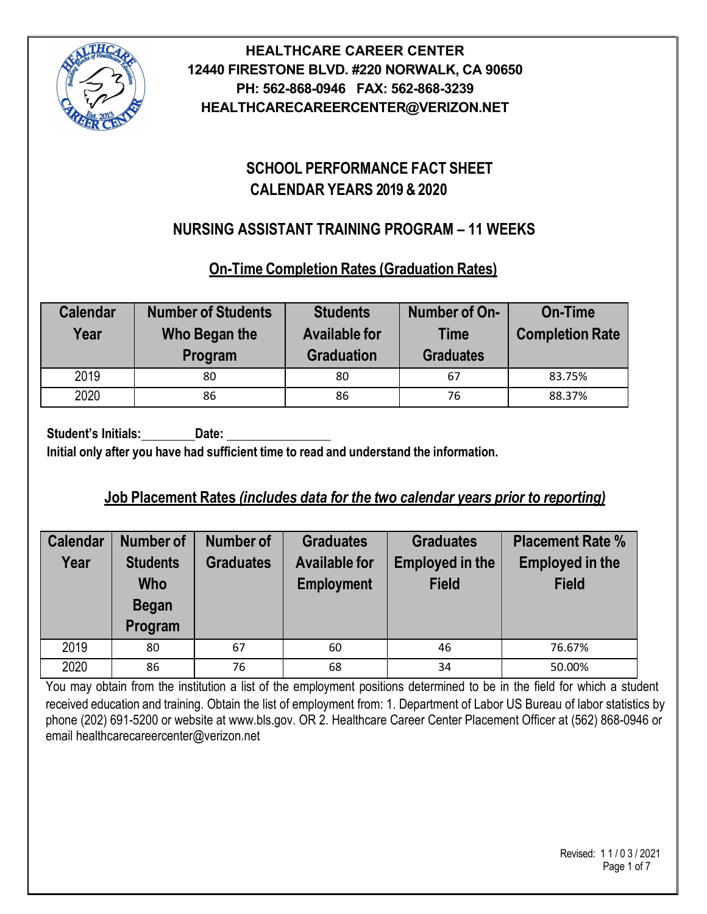**HEALTHCARE CAREER CENTER**
**12440 FIRESTONE BLVD. #220 NORWALK, CA 90650**
**PH: 562-868-0946 FAX: 562-868-3239**
**HEALTHCARECAREERCENTER@VERIZON.NET**

# SCHOOL PERFORMANCE FACT SHEET
# CALENDAR YEARS 2019 & 2020

## NURSING ASSISTANT TRAINING PROGRAM – 11 WEEKS

### On-Time Completion Rates (Graduation Rates)

| Calendar Year | Number of Students Who Began the Program | Students Available for Graduation | Number of On-Time Graduates | On-Time Completion Rate |
|---|---|---|---|---|
| 2019 | 80 | 80 | 67 | 83.75% |
| 2020 | 86 | 86 | 76 | 88.37% |

**Student's Initials:** ________ **Date:** ________________
**Initial only after you have had sufficient time to read and understand the information.**

### Job Placement Rates *(includes data for the two calendar years prior to reporting)*

| Calendar Year | Number of Students Who Began Program | Number of Graduates | Graduates Available for Employment | Graduates Employed in the Field | Placement Rate % Employed in the Field |
|---|---|---|---|---|---|
| 2019 | 80 | 67 | 60 | 46 | 76.67% |
| 2020 | 86 | 76 | 68 | 34 | 50.00% |

You may obtain from the institution a list of the employment positions determined to be in the field for which a student received education and training. Obtain the list of employment from: 1. Department of Labor US Bureau of labor statistics by phone (202) 691-5200 or website at www.bls.gov. OR 2. Healthcare Career Center Placement Officer at (562) 868-0946 or email healthcarecareercenter@verizon.net

Revised: 11/03/2021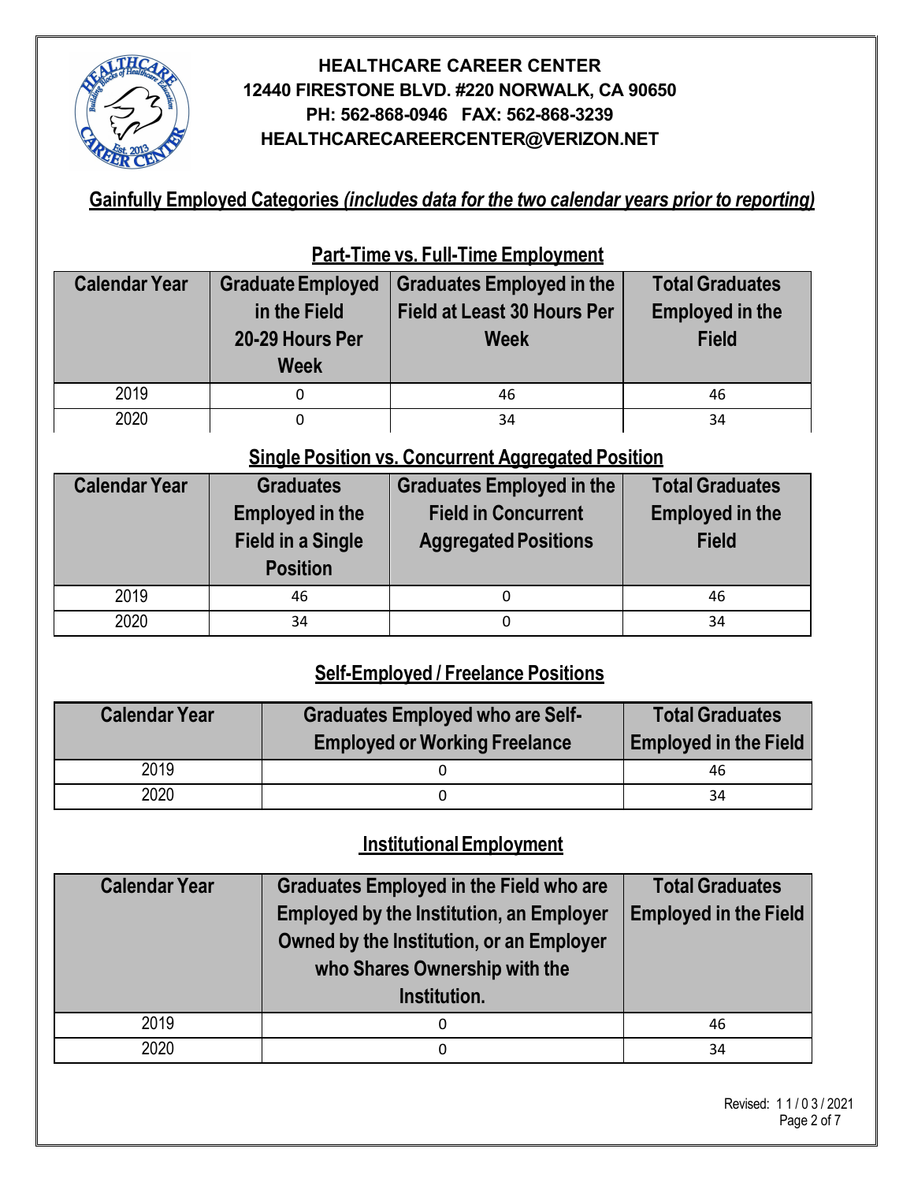**HEALTHCARE CAREER CENTER**
**12440 FIRESTONE BLVD. #220 NORWALK, CA 90650**
**PH: 562-868-0946 FAX: 562-868-3239**
**HEALTHCARECAREERCENTER@VERIZON.NET**

## Gainfully Employed Categories *(includes data for the two calendar years prior to reporting)*

### Part-Time vs. Full-Time Employment

| Calendar Year | Graduate Employed in the Field 20-29 Hours Per Week | Graduates Employed in the Field at Least 30 Hours Per Week | Total Graduates Employed in the Field |
|---|---|---|---|
| 2019 | 0 | 46 | 46 |
| 2020 | 0 | 34 | 34 |

### Single Position vs. Concurrent Aggregated Position

| Calendar Year | Graduates Employed in the Field in a Single Position | Graduates Employed in the Field in Concurrent Aggregated Positions | Total Graduates Employed in the Field |
|---|---|---|---|
| 2019 | 46 | 0 | 46 |
| 2020 | 34 | 0 | 34 |

### Self-Employed / Freelance Positions

| Calendar Year | Graduates Employed who are Self-Employed or Working Freelance | Total Graduates Employed in the Field |
|---|---|---|
| 2019 | 0 | 46 |
| 2020 | 0 | 34 |

### Institutional Employment

| Calendar Year | Graduates Employed in the Field who are Employed by the Institution, an Employer Owned by the Institution, or an Employer who Shares Ownership with the Institution. | Total Graduates Employed in the Field |
|---|---|---|
| 2019 | 0 | 46 |
| 2020 | 0 | 34 |

Revised: 11/03/2021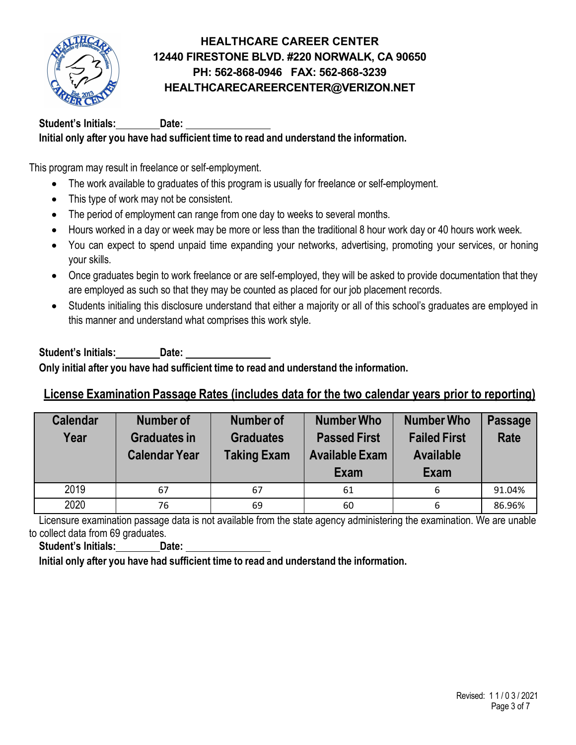**HEALTHCARE CAREER CENTER**
**12440 FIRESTONE BLVD. #220 NORWALK, CA 90650**
**PH: 562-868-0946 FAX: 562-868-3239**
**HEALTHCARECAREERCENTER@VERIZON.NET**

**Student's Initials:________ Date: ________________**
**Initial only after you have had sufficient time to read and understand the information.**

This program may result in freelance or self-employment.

- The work available to graduates of this program is usually for freelance or self-employment.
- This type of work may not be consistent.
- The period of employment can range from one day to weeks to several months.
- Hours worked in a day or week may be more or less than the traditional 8 hour work day or 40 hours work week.
- You can expect to spend unpaid time expanding your networks, advertising, promoting your services, or honing your skills.
- Once graduates begin to work freelance or are self-employed, they will be asked to provide documentation that they are employed as such so that they may be counted as placed for our job placement records.
- Students initialing this disclosure understand that either a majority or all of this school's graduates are employed in this manner and understand what comprises this work style.

**Student's Initials:________ Date: ________________**
**Only initial after you have had sufficient time to read and understand the information.**

## License Examination Passage Rates (includes data for the two calendar years prior to reporting)

| Calendar Year | Number of Graduates in Calendar Year | Number of Graduates Taking Exam | Number Who Passed First Available Exam Exam | Number Who Failed First Available Exam | Passage Rate |
|---|---|---|---|---|---|
| 2019 | 67 | 67 | 61 | 6 | 91.04% |
| 2020 | 76 | 69 | 60 | 6 | 86.96% |

Licensure examination passage data is not available from the state agency administering the examination. We are unable to collect data from 69 graduates.

**Student's Initials:________ Date: ________________**
**Initial only after you have had sufficient time to read and understand the information.**

Revised: 1 1 / 0 3 / 2021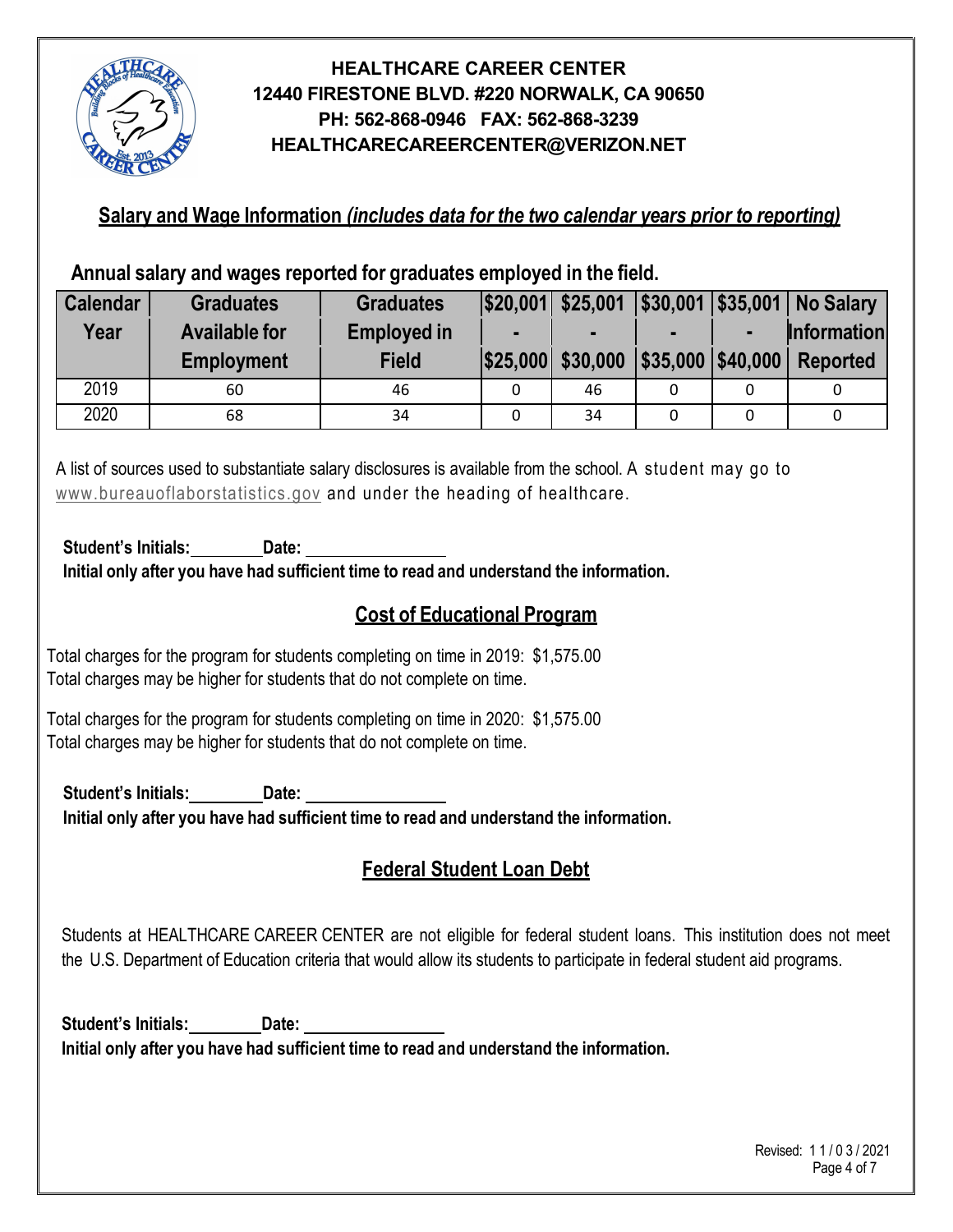**HEALTHCARE CAREER CENTER**
**12440 FIRESTONE BLVD. #220 NORWALK, CA 90650**
**PH: 562-868-0946 FAX: 562-868-3239**
**HEALTHCARECAREERCENTER@VERIZON.NET**

## Salary and Wage Information *(includes data for the two calendar years prior to reporting)*

**Annual salary and wages reported for graduates employed in the field.**

| Calendar Year | Graduates Available for Employment | Graduates Employed in Field | $20,001 - $25,000 | $25,001 - $30,000 | $30,001 - $35,000 | $35,001 - $40,000 | No Salary Information Reported |
|---|---|---|---|---|---|---|---|
| 2019 | 60 | 46 | 0 | 46 | 0 | 0 | 0 |
| 2020 | 68 | 34 | 0 | 34 | 0 | 0 | 0 |

A list of sources used to substantiate salary disclosures is available from the school. A student may go to www.bureauoflaborstatistics.gov and under the heading of healthcare.

**Student's Initials:________ Date: ________________**
**Initial only after you have had sufficient time to read and understand the information.**

## Cost of Educational Program

Total charges for the program for students completing on time in 2019: $1,575.00
Total charges may be higher for students that do not complete on time.

Total charges for the program for students completing on time in 2020: $1,575.00
Total charges may be higher for students that do not complete on time.

**Student's Initials:________ Date: ________________**
**Initial only after you have had sufficient time to read and understand the information.**

## Federal Student Loan Debt

Students at HEALTHCARE CAREER CENTER are not eligible for federal student loans. This institution does not meet the U.S. Department of Education criteria that would allow its students to participate in federal student aid programs.

**Student's Initials:________ Date: ________________**
**Initial only after you have had sufficient time to read and understand the information.**

Revised: 11/03/2021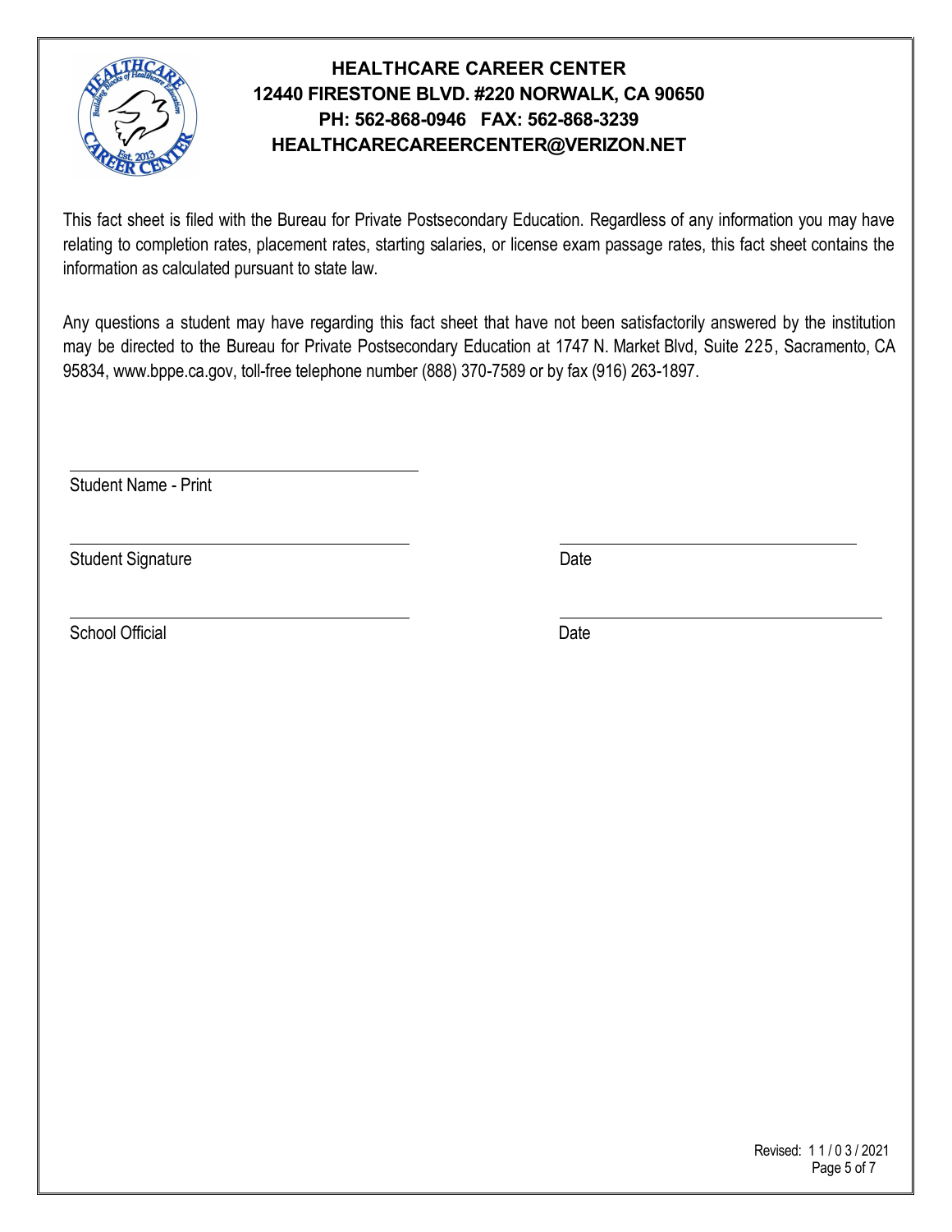**HEALTHCARE CAREER CENTER**
**12440 FIRESTONE BLVD. #220 NORWALK, CA 90650**
**PH: 562-868-0946 FAX: 562-868-3239**
**HEALTHCARECAREERCENTER@VERIZON.NET**

This fact sheet is filed with the Bureau for Private Postsecondary Education. Regardless of any information you may have relating to completion rates, placement rates, starting salaries, or license exam passage rates, this fact sheet contains the information as calculated pursuant to state law.

Any questions a student may have regarding this fact sheet that have not been satisfactorily answered by the institution may be directed to the Bureau for Private Postsecondary Education at 1747 N. Market Blvd, Suite 225, Sacramento, CA 95834, www.bppe.ca.gov, toll-free telephone number (888) 370-7589 or by fax (916) 263-1897.

\_\_\_\_\_\_\_\_\_\_\_\_\_\_\_\_\_\_\_\_\_\_\_\_\_\_\_\_\_\_\_\_\_\_\_\_
Student Name - Print

\_\_\_\_\_\_\_\_\_\_\_\_\_\_\_\_\_\_\_\_\_\_\_\_\_\_\_\_\_\_\_\_\_\_\_\_ \_\_\_\_\_\_\_\_\_\_\_\_\_\_\_\_\_\_\_\_\_\_\_\_\_\_\_\_\_\_
Student Signature Date

\_\_\_\_\_\_\_\_\_\_\_\_\_\_\_\_\_\_\_\_\_\_\_\_\_\_\_\_\_\_\_\_\_\_\_\_ \_\_\_\_\_\_\_\_\_\_\_\_\_\_\_\_\_\_\_\_\_\_\_\_\_\_\_\_\_\_
School Official Date

Revised: 11/03/2021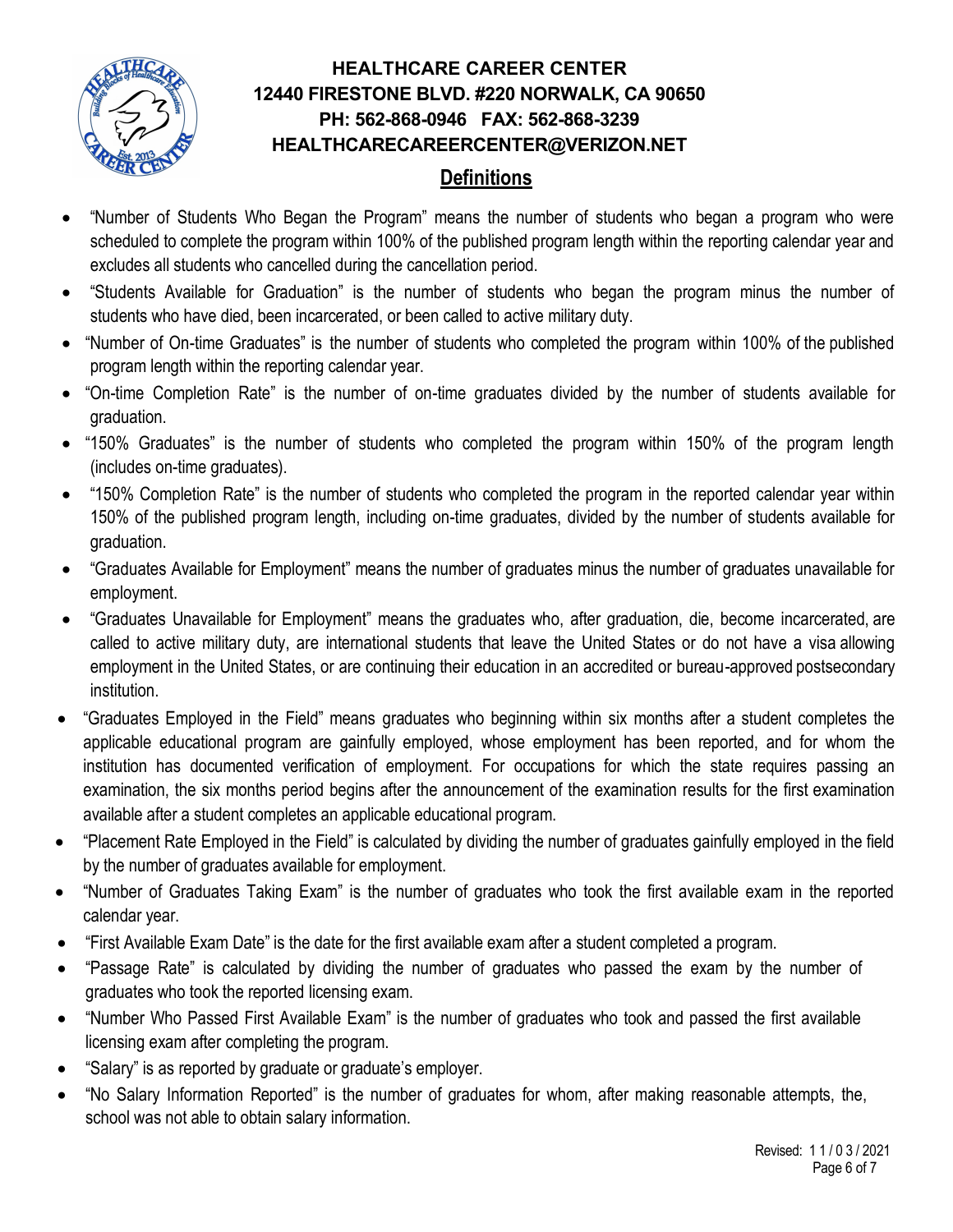**HEALTHCARE CAREER CENTER**
**12440 FIRESTONE BLVD. #220 NORWALK, CA 90650**
**PH: 562-868-0946 FAX: 562-868-3239**
**HEALTHCARECAREERCENTER@VERIZON.NET**

## Definitions

- "Number of Students Who Began the Program" means the number of students who began a program who were scheduled to complete the program within 100% of the published program length within the reporting calendar year and excludes all students who cancelled during the cancellation period.
- "Students Available for Graduation" is the number of students who began the program minus the number of students who have died, been incarcerated, or been called to active military duty.
- "Number of On-time Graduates" is the number of students who completed the program within 100% of the published program length within the reporting calendar year.
- "On-time Completion Rate" is the number of on-time graduates divided by the number of students available for graduation.
- "150% Graduates" is the number of students who completed the program within 150% of the program length (includes on-time graduates).
- "150% Completion Rate" is the number of students who completed the program in the reported calendar year within 150% of the published program length, including on-time graduates, divided by the number of students available for graduation.
- "Graduates Available for Employment" means the number of graduates minus the number of graduates unavailable for employment.
- "Graduates Unavailable for Employment" means the graduates who, after graduation, die, become incarcerated, are called to active military duty, are international students that leave the United States or do not have a visa allowing employment in the United States, or are continuing their education in an accredited or bureau-approved postsecondary institution.
- "Graduates Employed in the Field" means graduates who beginning within six months after a student completes the applicable educational program are gainfully employed, whose employment has been reported, and for whom the institution has documented verification of employment. For occupations for which the state requires passing an examination, the six months period begins after the announcement of the examination results for the first examination available after a student completes an applicable educational program.
- "Placement Rate Employed in the Field" is calculated by dividing the number of graduates gainfully employed in the field by the number of graduates available for employment.
- "Number of Graduates Taking Exam" is the number of graduates who took the first available exam in the reported calendar year.
- "First Available Exam Date" is the date for the first available exam after a student completed a program.
- "Passage Rate" is calculated by dividing the number of graduates who passed the exam by the number of graduates who took the reported licensing exam.
- "Number Who Passed First Available Exam" is the number of graduates who took and passed the first available licensing exam after completing the program.
- "Salary" is as reported by graduate or graduate's employer.
- "No Salary Information Reported" is the number of graduates for whom, after making reasonable attempts, the, school was not able to obtain salary information.

Revised: 11/03/2021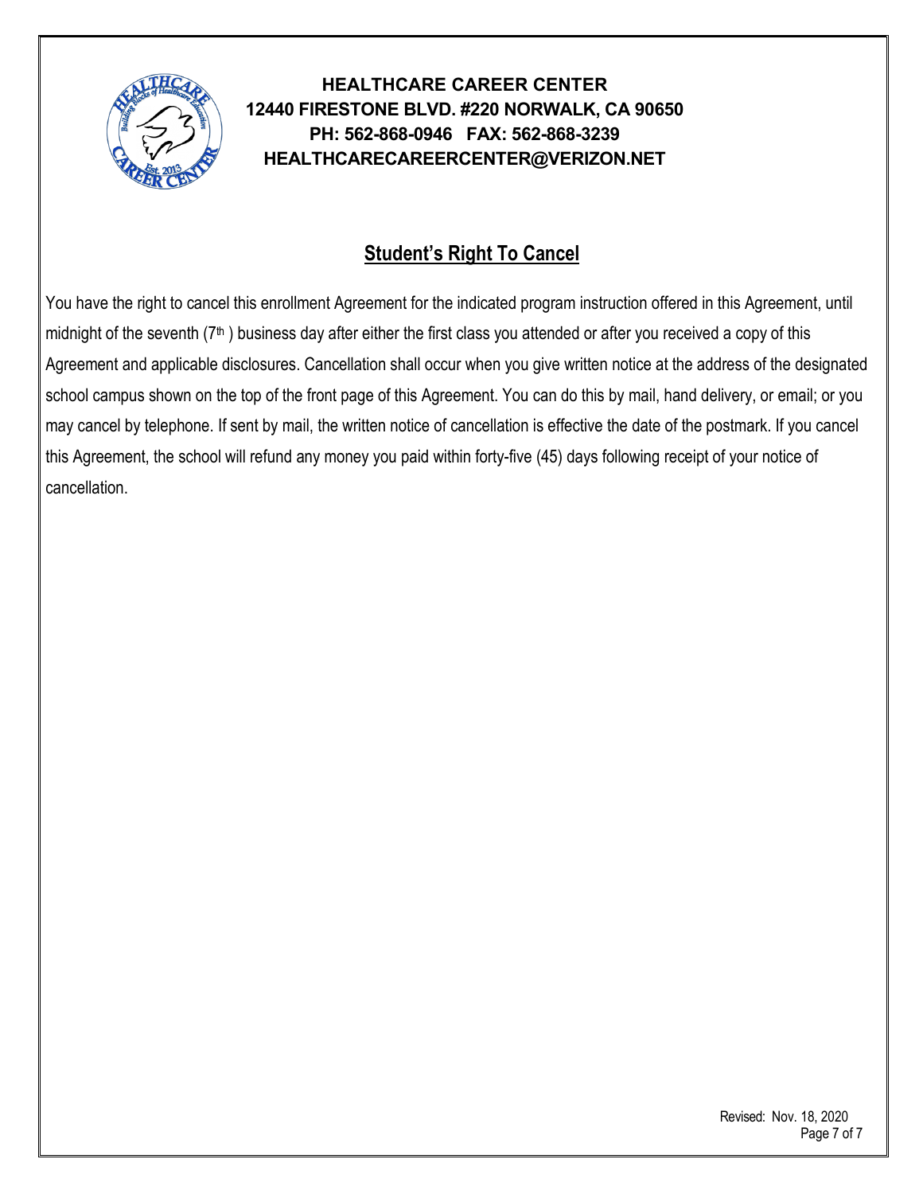**HEALTHCARE CAREER CENTER**
**12440 FIRESTONE BLVD. #220 NORWALK, CA 90650**
**PH: 562-868-0946 FAX: 562-868-3239**
**HEALTHCARECAREERCENTER@VERIZON.NET**

## Student's Right To Cancel

You have the right to cancel this enrollment Agreement for the indicated program instruction offered in this Agreement, until midnight of the seventh (7th ) business day after either the first class you attended or after you received a copy of this Agreement and applicable disclosures. Cancellation shall occur when you give written notice at the address of the designated school campus shown on the top of the front page of this Agreement. You can do this by mail, hand delivery, or email; or you may cancel by telephone. If sent by mail, the written notice of cancellation is effective the date of the postmark. If you cancel this Agreement, the school will refund any money you paid within forty-five (45) days following receipt of your notice of cancellation.

Revised: Nov. 18, 2020